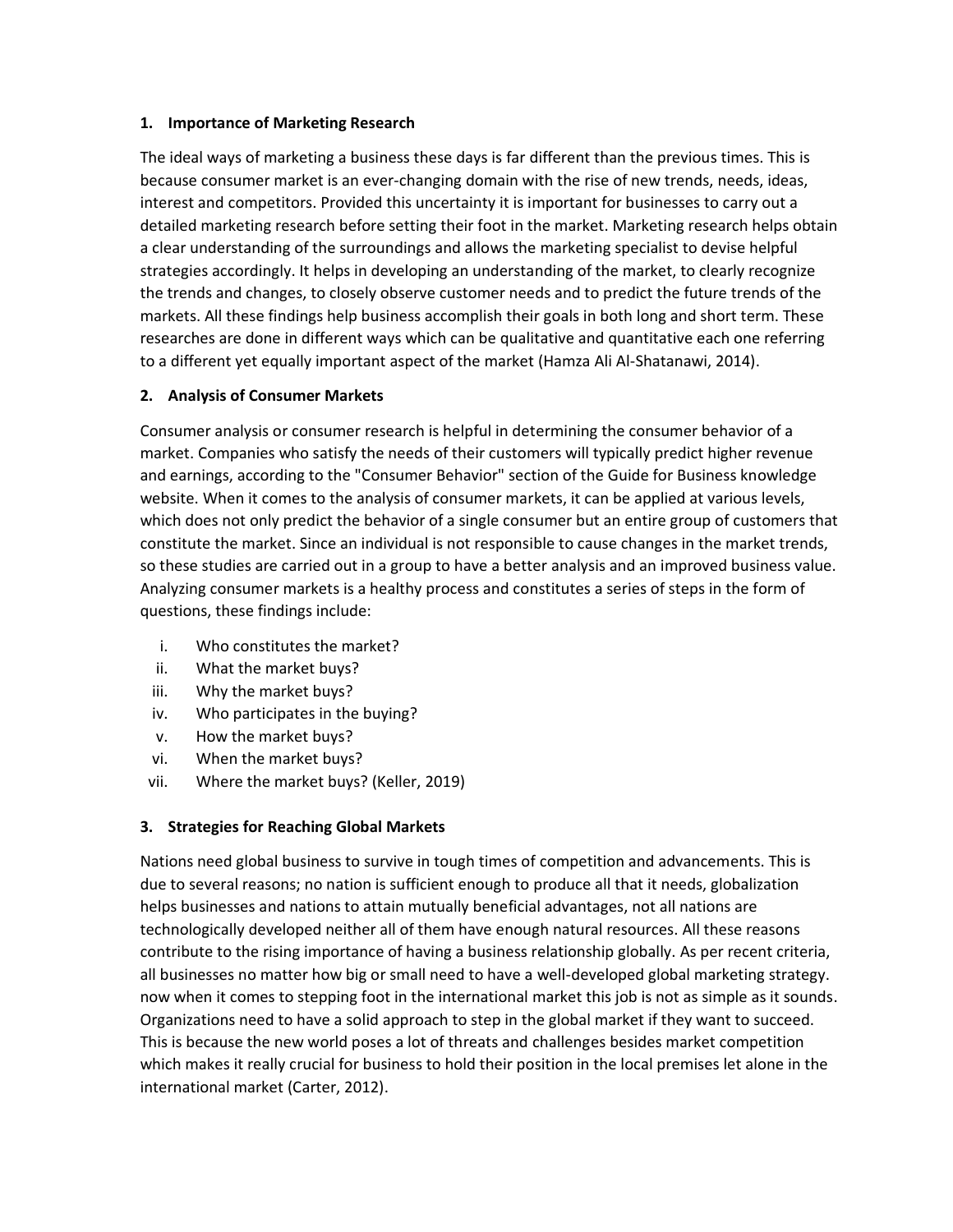## 1. Importance of Marketing Research

The ideal ways of marketing a business these days is far different than the previous times. This is because consumer market is an ever-changing domain with the rise of new trends, needs, ideas, interest and competitors. Provided this uncertainty it is important for businesses to carry out a detailed marketing research before setting their foot in the market. Marketing research helps obtain a clear understanding of the surroundings and allows the marketing specialist to devise helpful strategies accordingly. It helps in developing an understanding of the market, to clearly recognize the trends and changes, to closely observe customer needs and to predict the future trends of the markets. All these findings help business accomplish their goals in both long and short term. These researches are done in different ways which can be qualitative and quantitative each one referring to a different yet equally important aspect of the market (Hamza Ali Al-Shatanawi, 2014).

## 2. Analysis of Consumer Markets

Consumer analysis or consumer research is helpful in determining the consumer behavior of a market. Companies who satisfy the needs of their customers will typically predict higher revenue and earnings, according to the "Consumer Behavior" section of the Guide for Business knowledge website. When it comes to the analysis of consumer markets, it can be applied at various levels, which does not only predict the behavior of a single consumer but an entire group of customers that constitute the market. Since an individual is not responsible to cause changes in the market trends, so these studies are carried out in a group to have a better analysis and an improved business value. Analyzing consumer markets is a healthy process and constitutes a series of steps in the form of questions, these findings include:

i. Who constitutes the market?
ii. What the market buys?
iii. Why the market buys?
iv. Who participates in the buying?
v. How the market buys?
vi. When the market buys?
vii. Where the market buys? (Keller, 2019)

## 3. Strategies for Reaching Global Markets

Nations need global business to survive in tough times of competition and advancements. This is due to several reasons; no nation is sufficient enough to produce all that it needs, globalization helps businesses and nations to attain mutually beneficial advantages, not all nations are technologically developed neither all of them have enough natural resources. All these reasons contribute to the rising importance of having a business relationship globally. As per recent criteria, all businesses no matter how big or small need to have a well-developed global marketing strategy. now when it comes to stepping foot in the international market this job is not as simple as it sounds. Organizations need to have a solid approach to step in the global market if they want to succeed. This is because the new world poses a lot of threats and challenges besides market competition which makes it really crucial for business to hold their position in the local premises let alone in the international market (Carter, 2012).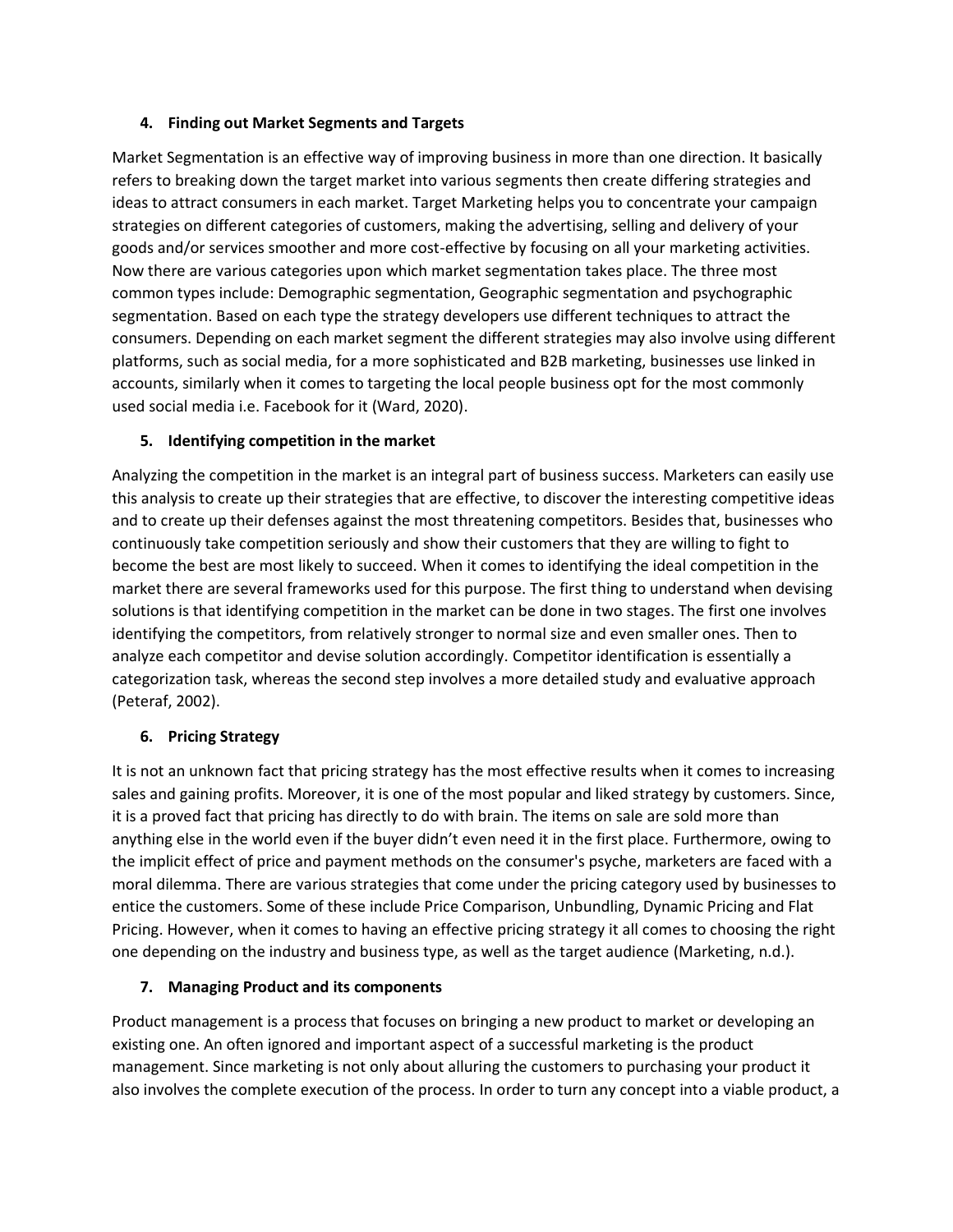4. **Finding out Market Segments and Targets**

Market Segmentation is an effective way of improving business in more than one direction. It basically refers to breaking down the target market into various segments then create differing strategies and ideas to attract consumers in each market. Target Marketing helps you to concentrate your campaign strategies on different categories of customers, making the advertising, selling and delivery of your goods and/or services smoother and more cost-effective by focusing on all your marketing activities. Now there are various categories upon which market segmentation takes place. The three most common types include: Demographic segmentation, Geographic segmentation and psychographic segmentation. Based on each type the strategy developers use different techniques to attract the consumers. Depending on each market segment the different strategies may also involve using different platforms, such as social media, for a more sophisticated and B2B marketing, businesses use linked in accounts, similarly when it comes to targeting the local people business opt for the most commonly used social media i.e. Facebook for it (Ward, 2020).

5. **Identifying competition in the market**

Analyzing the competition in the market is an integral part of business success. Marketers can easily use this analysis to create up their strategies that are effective, to discover the interesting competitive ideas and to create up their defenses against the most threatening competitors. Besides that, businesses who continuously take competition seriously and show their customers that they are willing to fight to become the best are most likely to succeed. When it comes to identifying the ideal competition in the market there are several frameworks used for this purpose. The first thing to understand when devising solutions is that identifying competition in the market can be done in two stages. The first one involves identifying the competitors, from relatively stronger to normal size and even smaller ones. Then to analyze each competitor and devise solution accordingly. Competitor identification is essentially a categorization task, whereas the second step involves a more detailed study and evaluative approach (Peteraf, 2002).

6. **Pricing Strategy**

It is not an unknown fact that pricing strategy has the most effective results when it comes to increasing sales and gaining profits. Moreover, it is one of the most popular and liked strategy by customers. Since, it is a proved fact that pricing has directly to do with brain. The items on sale are sold more than anything else in the world even if the buyer didn't even need it in the first place. Furthermore, owing to the implicit effect of price and payment methods on the consumer's psyche, marketers are faced with a moral dilemma. There are various strategies that come under the pricing category used by businesses to entice the customers. Some of these include Price Comparison, Unbundling, Dynamic Pricing and Flat Pricing. However, when it comes to having an effective pricing strategy it all comes to choosing the right one depending on the industry and business type, as well as the target audience (Marketing, n.d.).

7. **Managing Product and its components**

Product management is a process that focuses on bringing a new product to market or developing an existing one. An often ignored and important aspect of a successful marketing is the product management. Since marketing is not only about alluring the customers to purchasing your product it also involves the complete execution of the process. In order to turn any concept into a viable product, a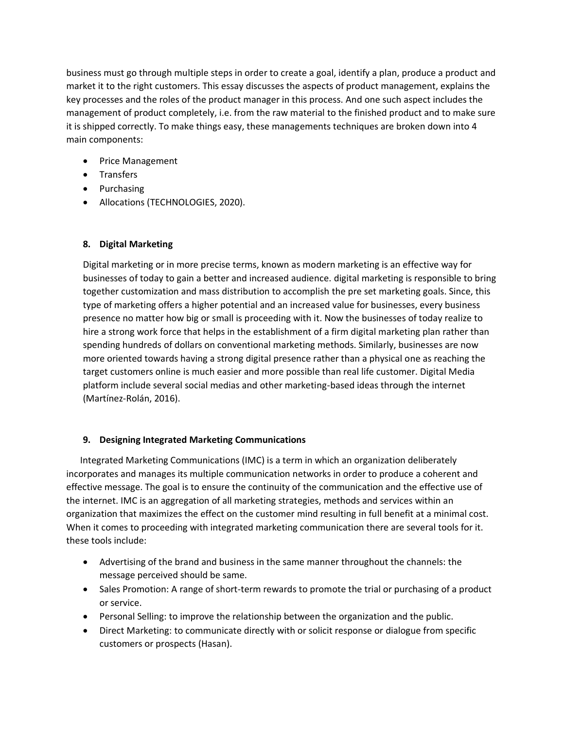business must go through multiple steps in order to create a goal, identify a plan, produce a product and market it to the right customers. This essay discusses the aspects of product management, explains the key processes and the roles of the product manager in this process. And one such aspect includes the management of product completely, i.e. from the raw material to the finished product and to make sure it is shipped correctly. To make things easy, these managements techniques are broken down into 4 main components:

- Price Management
- Transfers
- Purchasing
- Allocations (TECHNOLOGIES, 2020).

## 8. Digital Marketing

Digital marketing or in more precise terms, known as modern marketing is an effective way for businesses of today to gain a better and increased audience. digital marketing is responsible to bring together customization and mass distribution to accomplish the pre set marketing goals. Since, this type of marketing offers a higher potential and an increased value for businesses, every business presence no matter how big or small is proceeding with it. Now the businesses of today realize to hire a strong work force that helps in the establishment of a firm digital marketing plan rather than spending hundreds of dollars on conventional marketing methods. Similarly, businesses are now more oriented towards having a strong digital presence rather than a physical one as reaching the target customers online is much easier and more possible than real life customer. Digital Media platform include several social medias and other marketing-based ideas through the internet (Martínez-Rolán, 2016).

## 9. Designing Integrated Marketing Communications

Integrated Marketing Communications (IMC) is a term in which an organization deliberately incorporates and manages its multiple communication networks in order to produce a coherent and effective message. The goal is to ensure the continuity of the communication and the effective use of the internet. IMC is an aggregation of all marketing strategies, methods and services within an organization that maximizes the effect on the customer mind resulting in full benefit at a minimal cost. When it comes to proceeding with integrated marketing communication there are several tools for it. these tools include:

- Advertising of the brand and business in the same manner throughout the channels: the message perceived should be same.
- Sales Promotion: A range of short-term rewards to promote the trial or purchasing of a product or service.
- Personal Selling: to improve the relationship between the organization and the public.
- Direct Marketing: to communicate directly with or solicit response or dialogue from specific customers or prospects (Hasan).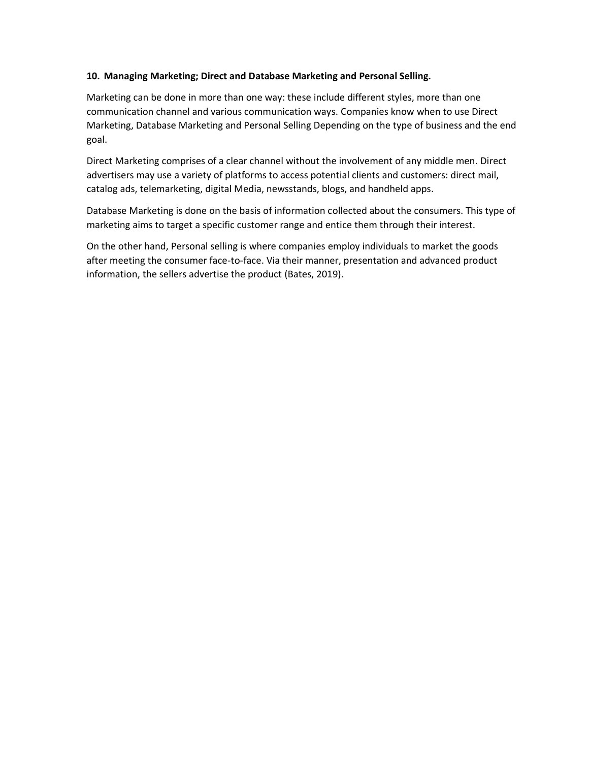**10. Managing Marketing; Direct and Database Marketing and Personal Selling.**

Marketing can be done in more than one way: these include different styles, more than one communication channel and various communication ways. Companies know when to use Direct Marketing, Database Marketing and Personal Selling Depending on the type of business and the end goal.

Direct Marketing comprises of a clear channel without the involvement of any middle men. Direct advertisers may use a variety of platforms to access potential clients and customers: direct mail, catalog ads, telemarketing, digital Media, newsstands, blogs, and handheld apps.

Database Marketing is done on the basis of information collected about the consumers. This type of marketing aims to target a specific customer range and entice them through their interest.

On the other hand, Personal selling is where companies employ individuals to market the goods after meeting the consumer face-to-face. Via their manner, presentation and advanced product information, the sellers advertise the product (Bates, 2019).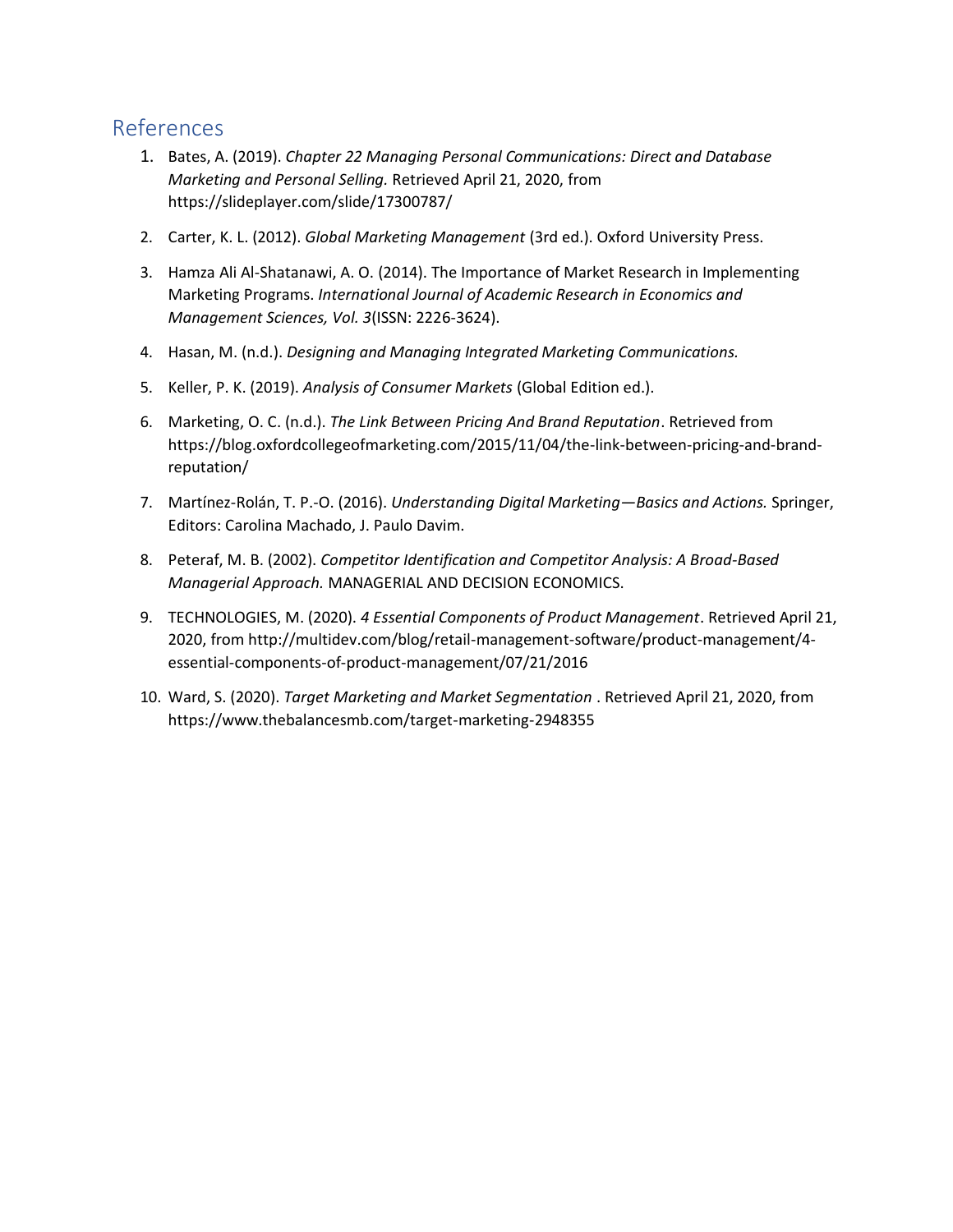## References

1. Bates, A. (2019). *Chapter 22 Managing Personal Communications: Direct and Database Marketing and Personal Selling.* Retrieved April 21, 2020, from https://slideplayer.com/slide/17300787/

2. Carter, K. L. (2012). *Global Marketing Management* (3rd ed.). Oxford University Press.

3. Hamza Ali Al-Shatanawi, A. O. (2014). The Importance of Market Research in Implementing Marketing Programs. *International Journal of Academic Research in Economics and Management Sciences, Vol. 3*(ISSN: 2226-3624).

4. Hasan, M. (n.d.). *Designing and Managing Integrated Marketing Communications.*

5. Keller, P. K. (2019). *Analysis of Consumer Markets* (Global Edition ed.).

6. Marketing, O. C. (n.d.). *The Link Between Pricing And Brand Reputation*. Retrieved from https://blog.oxfordcollegeofmarketing.com/2015/11/04/the-link-between-pricing-and-brand-reputation/

7. Martínez-Rolán, T. P.-O. (2016). *Understanding Digital Marketing—Basics and Actions.* Springer, Editors: Carolina Machado, J. Paulo Davim.

8. Peteraf, M. B. (2002). *Competitor Identification and Competitor Analysis: A Broad-Based Managerial Approach.* MANAGERIAL AND DECISION ECONOMICS.

9. TECHNOLOGIES, M. (2020). *4 Essential Components of Product Management*. Retrieved April 21, 2020, from http://multidev.com/blog/retail-management-software/product-management/4-essential-components-of-product-management/07/21/2016

10. Ward, S. (2020). *Target Marketing and Market Segmentation* . Retrieved April 21, 2020, from https://www.thebalancesmb.com/target-marketing-2948355